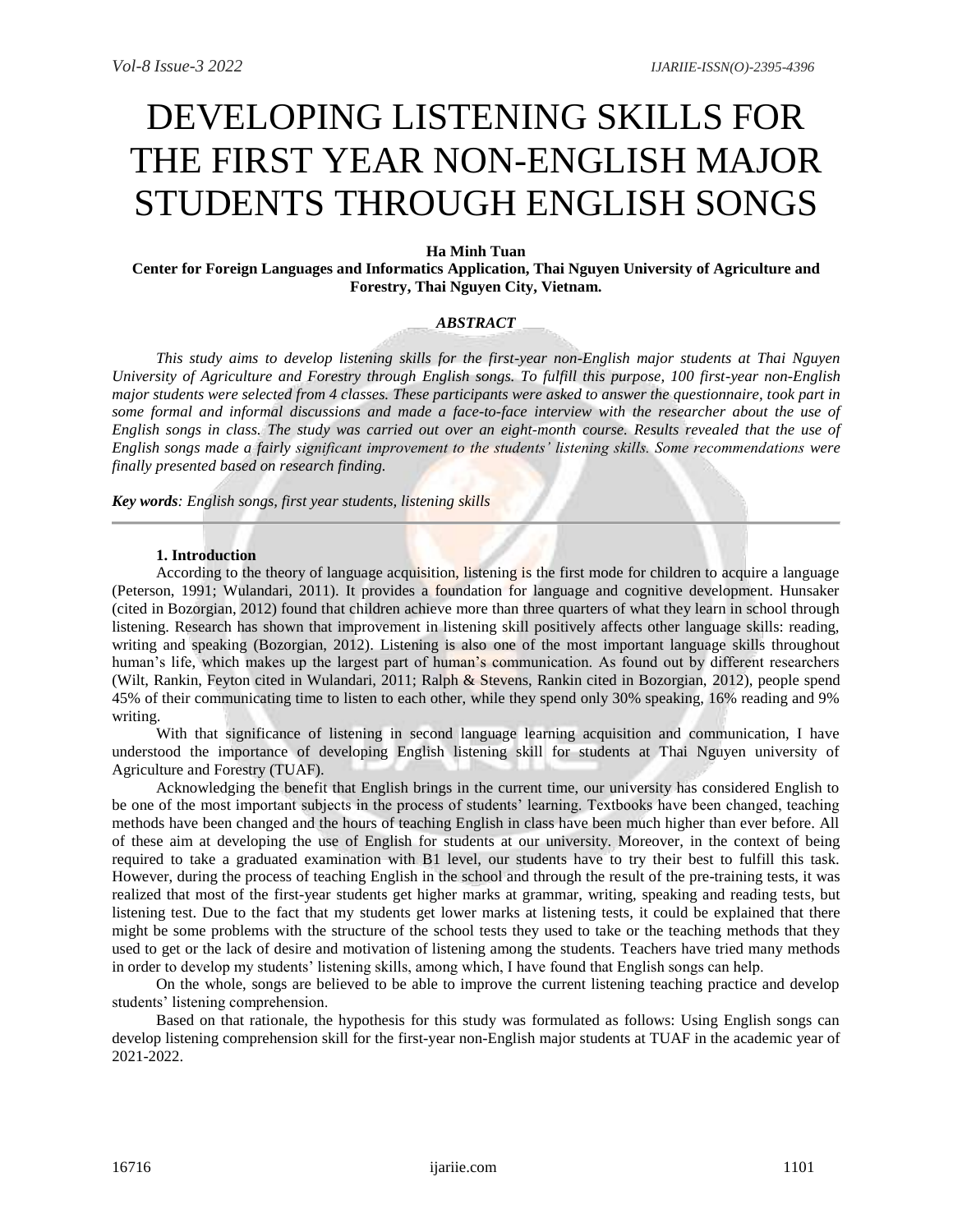# DEVELOPING LISTENING SKILLS FOR THE FIRST YEAR NON-ENGLISH MAJOR STUDENTS THROUGH ENGLISH SONGS

**Ha Minh Tuan**

**Center for Foreign Languages and Informatics Application, Thai Nguyen University of Agriculture and Forestry, Thai Nguyen City, Vietnam.**

***ABSTRACT***

*This study aims to develop listening skills for the first-year non-English major students at Thai Nguyen University of Agriculture and Forestry through English songs. To fulfill this purpose, 100 first-year non-English major students were selected from 4 classes. These participants were asked to answer the questionnaire, took part in some formal and informal discussions and made a face-to-face interview with the researcher about the use of English songs in class. The study was carried out over an eight-month course. Results revealed that the use of English songs made a fairly significant improvement to the students' listening skills. Some recommendations were finally presented based on research finding.*

***Key words**: English songs, first year students, listening skills*

---

**1. Introduction**

According to the theory of language acquisition, listening is the first mode for children to acquire a language (Peterson, 1991; Wulandari, 2011). It provides a foundation for language and cognitive development. Hunsaker (cited in Bozorgian, 2012) found that children achieve more than three quarters of what they learn in school through listening. Research has shown that improvement in listening skill positively affects other language skills: reading, writing and speaking (Bozorgian, 2012). Listening is also one of the most important language skills throughout human's life, which makes up the largest part of human's communication. As found out by different researchers (Wilt, Rankin, Feyton cited in Wulandari, 2011; Ralph & Stevens, Rankin cited in Bozorgian, 2012), people spend 45% of their communicating time to listen to each other, while they spend only 30% speaking, 16% reading and 9% writing.

With that significance of listening in second language learning acquisition and communication, I have understood the importance of developing English listening skill for students at Thai Nguyen university of Agriculture and Forestry (TUAF).

Acknowledging the benefit that English brings in the current time, our university has considered English to be one of the most important subjects in the process of students' learning. Textbooks have been changed, teaching methods have been changed and the hours of teaching English in class have been much higher than ever before. All of these aim at developing the use of English for students at our university. Moreover, in the context of being required to take a graduated examination with B1 level, our students have to try their best to fulfill this task. However, during the process of teaching English in the school and through the result of the pre-training tests, it was realized that most of the first-year students get higher marks at grammar, writing, speaking and reading tests, but listening test. Due to the fact that my students get lower marks at listening tests, it could be explained that there might be some problems with the structure of the school tests they used to take or the teaching methods that they used to get or the lack of desire and motivation of listening among the students. Teachers have tried many methods in order to develop my students' listening skills, among which, I have found that English songs can help.

On the whole, songs are believed to be able to improve the current listening teaching practice and develop students' listening comprehension.

Based on that rationale, the hypothesis for this study was formulated as follows: Using English songs can develop listening comprehension skill for the first-year non-English major students at TUAF in the academic year of 2021-2022.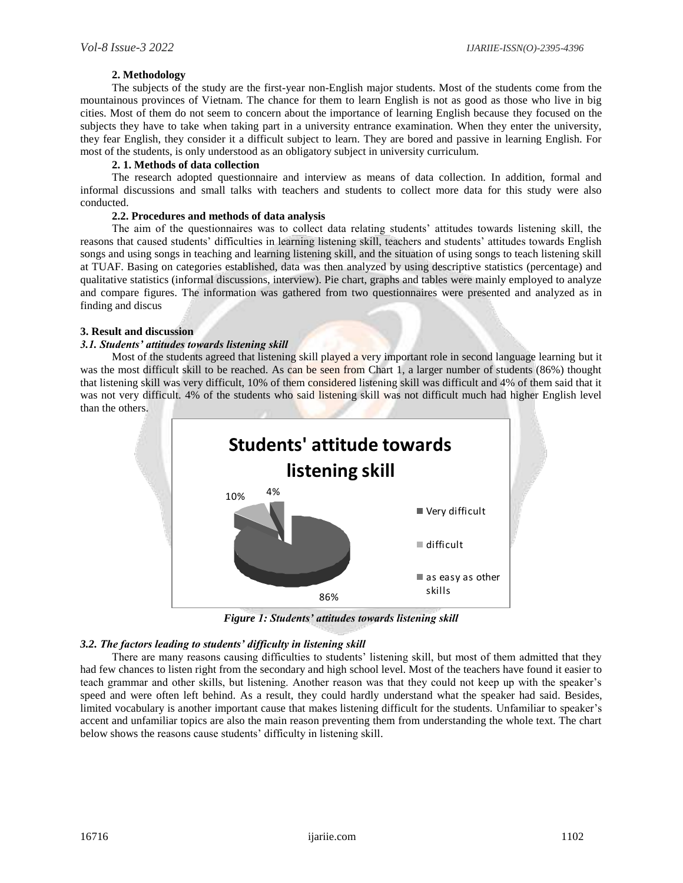**2. Methodology**

The subjects of the study are the first-year non-English major students. Most of the students come from the mountainous provinces of Vietnam. The chance for them to learn English is not as good as those who live in big cities. Most of them do not seem to concern about the importance of learning English because they focused on the subjects they have to take when taking part in a university entrance examination. When they enter the university, they fear English, they consider it a difficult subject to learn. They are bored and passive in learning English. For most of the students, is only understood as an obligatory subject in university curriculum.

**2. 1. Methods of data collection**

The research adopted questionnaire and interview as means of data collection. In addition, formal and informal discussions and small talks with teachers and students to collect more data for this study were also conducted.

**2.2. Procedures and methods of data analysis**

The aim of the questionnaires was to collect data relating students' attitudes towards listening skill, the reasons that caused students' difficulties in learning listening skill, teachers and students' attitudes towards English songs and using songs in teaching and learning listening skill, and the situation of using songs to teach listening skill at TUAF. Basing on categories established, data was then analyzed by using descriptive statistics (percentage) and qualitative statistics (informal discussions, interview). Pie chart, graphs and tables were mainly employed to analyze and compare figures. The information was gathered from two questionnaires were presented and analyzed as in finding and discus

**3. Result and discussion**

***3.1. Students' attitudes towards listening skill***

Most of the students agreed that listening skill played a very important role in second language learning but it was the most difficult skill to be reached. As can be seen from Chart 1, a larger number of students (86%) thought that listening skill was very difficult, 10% of them considered listening skill was difficult and 4% of them said that it was not very difficult. 4% of the students who said listening skill was not difficult much had higher English level than the others.

Students' attitude towards listening skill

| Category | Percentage |
|---|---|
| Very difficult | 86% |
| difficult | 10% |
| as easy as other skills | 4% |

***Figure 1: Students' attitudes towards listening skill***

***3.2. The factors leading to students' difficulty in listening skill***

There are many reasons causing difficulties to students' listening skill, but most of them admitted that they had few chances to listen right from the secondary and high school level. Most of the teachers have found it easier to teach grammar and other skills, but listening. Another reason was that they could not keep up with the speaker's speed and were often left behind. As a result, they could hardly understand what the speaker had said. Besides, limited vocabulary is another important cause that makes listening difficult for the students. Unfamiliar to speaker's accent and unfamiliar topics are also the main reason preventing them from understanding the whole text. The chart below shows the reasons cause students' difficulty in listening skill.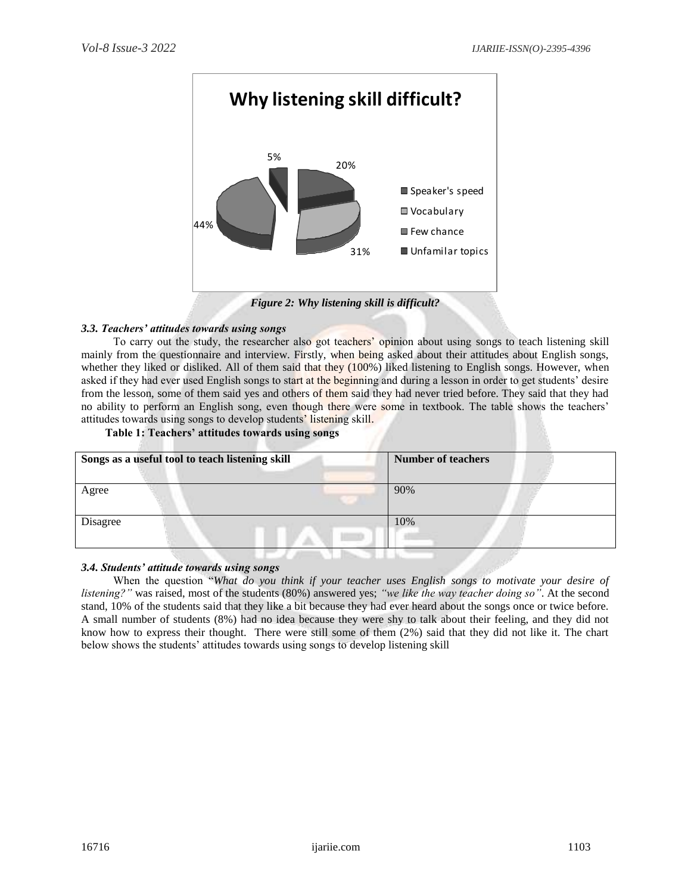Figure 2: Why listening skill is difficult?

### *3.3. Teachers' attitudes towards using songs*

To carry out the study, the researcher also got teachers' opinion about using songs to teach listening skill mainly from the questionnaire and interview. Firstly, when being asked about their attitudes about English songs, whether they liked or disliked. All of them said that they (100%) liked listening to English songs. However, when asked if they had ever used English songs to start at the beginning and during a lesson in order to get students' desire from the lesson, some of them said yes and others of them said they had never tried before. They said that they had no ability to perform an English song, even though there were some in textbook. The table shows the teachers' attitudes towards using songs to develop students' listening skill.

**Table 1: Teachers' attitudes towards using songs**

| **Songs as a useful tool to teach listening skill** | **Number of teachers** |
|---|---|
| Agree | 90% |
| Disagree | 10% |

### *3.4. Students' attitude towards using songs*

When the question "*What do you think if your teacher uses English songs to motivate your desire of listening?"* was raised, most of the students (80%) answered yes; *"we like the way teacher doing so"*. At the second stand, 10% of the students said that they like a bit because they had ever heard about the songs once or twice before. A small number of students (8%) had no idea because they were shy to talk about their feeling, and they did not know how to express their thought. There were still some of them (2%) said that they did not like it. The chart below shows the students' attitudes towards using songs to develop listening skill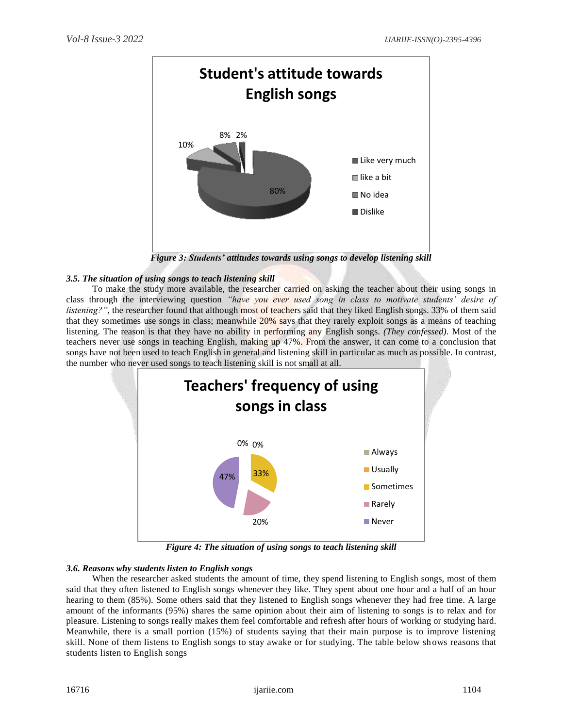Figure 3: Students' attitudes towards using songs to develop listening skill

### *3.5. The situation of using songs to teach listening skill*

To make the study more available, the researcher carried on asking the teacher about their using songs in class through the interviewing question *"have you ever used song in class to motivate students' desire of listening?"*, the researcher found that although most of teachers said that they liked English songs. 33% of them said that they sometimes use songs in class; meanwhile 20% says that they rarely exploit songs as a means of teaching listening. The reason is that they have no ability in performing any English songs. *(They confessed)*. Most of the teachers never use songs in teaching English, making up 47%. From the answer, it can come to a conclusion that songs have not been used to teach English in general and listening skill in particular as much as possible. In contrast, the number who never used songs to teach listening skill is not small at all.

Figure 4: The situation of using songs to teach listening skill

### *3.6. Reasons why students listen to English songs*

When the researcher asked students the amount of time, they spend listening to English songs, most of them said that they often listened to English songs whenever they like. They spent about one hour and a half of an hour hearing to them (85%). Some others said that they listened to English songs whenever they had free time. A large amount of the informants (95%) shares the same opinion about their aim of listening to songs is to relax and for pleasure. Listening to songs really makes them feel comfortable and refresh after hours of working or studying hard. Meanwhile, there is a small portion (15%) of students saying that their main purpose is to improve listening skill. None of them listens to English songs to stay awake or for studying. The table below shows reasons that students listen to English songs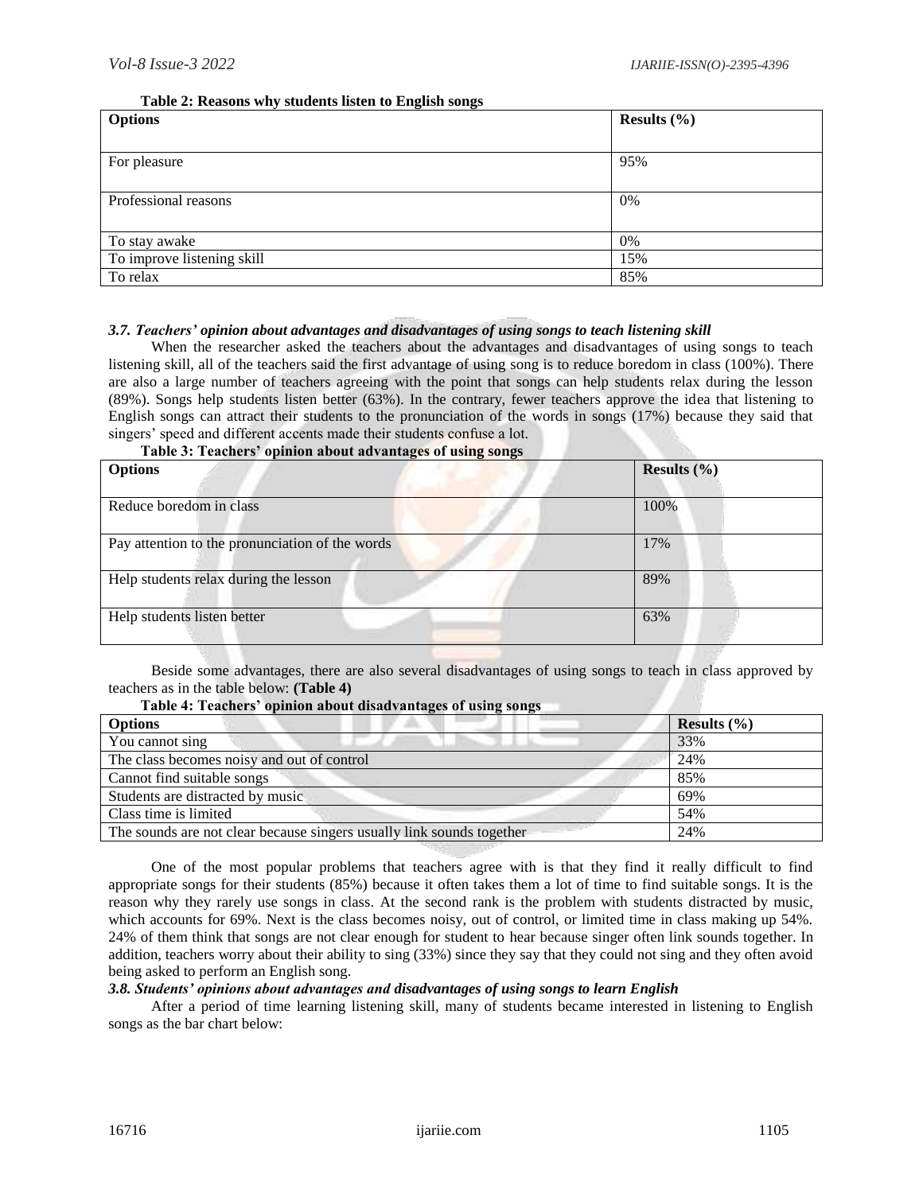**Table 2: Reasons why students listen to English songs**

| Options | Results (%) |
|---|---|
| For pleasure | 95% |
| Professional reasons | 0% |
| To stay awake | 0% |
| To improve listening skill | 15% |
| To relax | 85% |

### *3.7. Teachers' opinion about advantages and disadvantages of using songs to teach listening skill*

When the researcher asked the teachers about the advantages and disadvantages of using songs to teach listening skill, all of the teachers said the first advantage of using song is to reduce boredom in class (100%). There are also a large number of teachers agreeing with the point that songs can help students relax during the lesson (89%). Songs help students listen better (63%). In the contrary, fewer teachers approve the idea that listening to English songs can attract their students to the pronunciation of the words in songs (17%) because they said that singers' speed and different accents made their students confuse a lot.

**Table 3: Teachers' opinion about advantages of using songs**

| Options | Results (%) |
|---|---|
| Reduce boredom in class | 100% |
| Pay attention to the pronunciation of the words | 17% |
| Help students relax during the lesson | 89% |
| Help students listen better | 63% |

Beside some advantages, there are also several disadvantages of using songs to teach in class approved by teachers as in the table below: **(Table 4)**

**Table 4: Teachers' opinion about disadvantages of using songs**

| Options | Results (%) |
|---|---|
| You cannot sing | 33% |
| The class becomes noisy and out of control | 24% |
| Cannot find suitable songs | 85% |
| Students are distracted by music | 69% |
| Class time is limited | 54% |
| The sounds are not clear because singers usually link sounds together | 24% |

One of the most popular problems that teachers agree with is that they find it really difficult to find appropriate songs for their students (85%) because it often takes them a lot of time to find suitable songs. It is the reason why they rarely use songs in class. At the second rank is the problem with students distracted by music, which accounts for 69%. Next is the class becomes noisy, out of control, or limited time in class making up 54%. 24% of them think that songs are not clear enough for student to hear because singer often link sounds together. In addition, teachers worry about their ability to sing (33%) since they say that they could not sing and they often avoid being asked to perform an English song.

### *3.8. Students' opinions about advantages and disadvantages of using songs to learn English*

After a period of time learning listening skill, many of students became interested in listening to English songs as the bar chart below: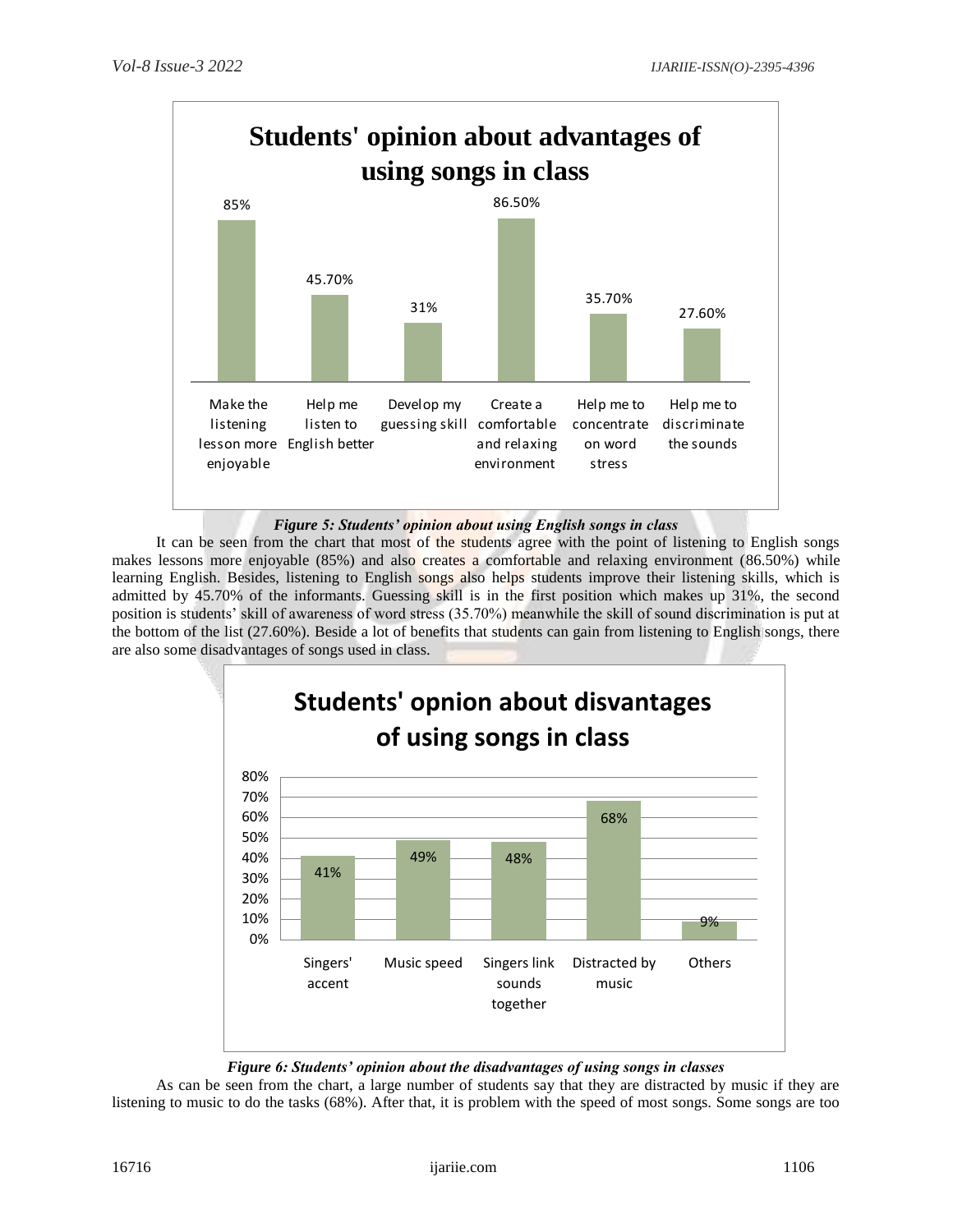**Students' opinion about advantages of using songs in class**

| Make the listening lesson more enjoyable | Help me listen to English better | Develop my guessing skill | Create a comfortable and relaxing environment | Help me to concentrate on word stress | Help me to discriminate the sounds |
|---|---|---|---|---|---|
| 85% | 45.70% | 31% | 86.50% | 35.70% | 27.60% |

***Figure 5: Students' opinion about using English songs in class***

It can be seen from the chart that most of the students agree with the point of listening to English songs makes lessons more enjoyable (85%) and also creates a comfortable and relaxing environment (86.50%) while learning English. Besides, listening to English songs also helps students improve their listening skills, which is admitted by 45.70% of the informants. Guessing skill is in the first position which makes up 31%, the second position is students' skill of awareness of word stress (35.70%) meanwhile the skill of sound discrimination is put at the bottom of the list (27.60%). Beside a lot of benefits that students can gain from listening to English songs, there are also some disadvantages of songs used in class.

**Students' opnion about disvantages of using songs in class**

| Singers' accent | Music speed | Singers link sounds together | Distracted by music | Others |
|---|---|---|---|---|
| 41% | 49% | 48% | 68% | 9% |

***Figure 6: Students' opinion about the disadvantages of using songs in classes***

As can be seen from the chart, a large number of students say that they are distracted by music if they are listening to music to do the tasks (68%). After that, it is problem with the speed of most songs. Some songs are too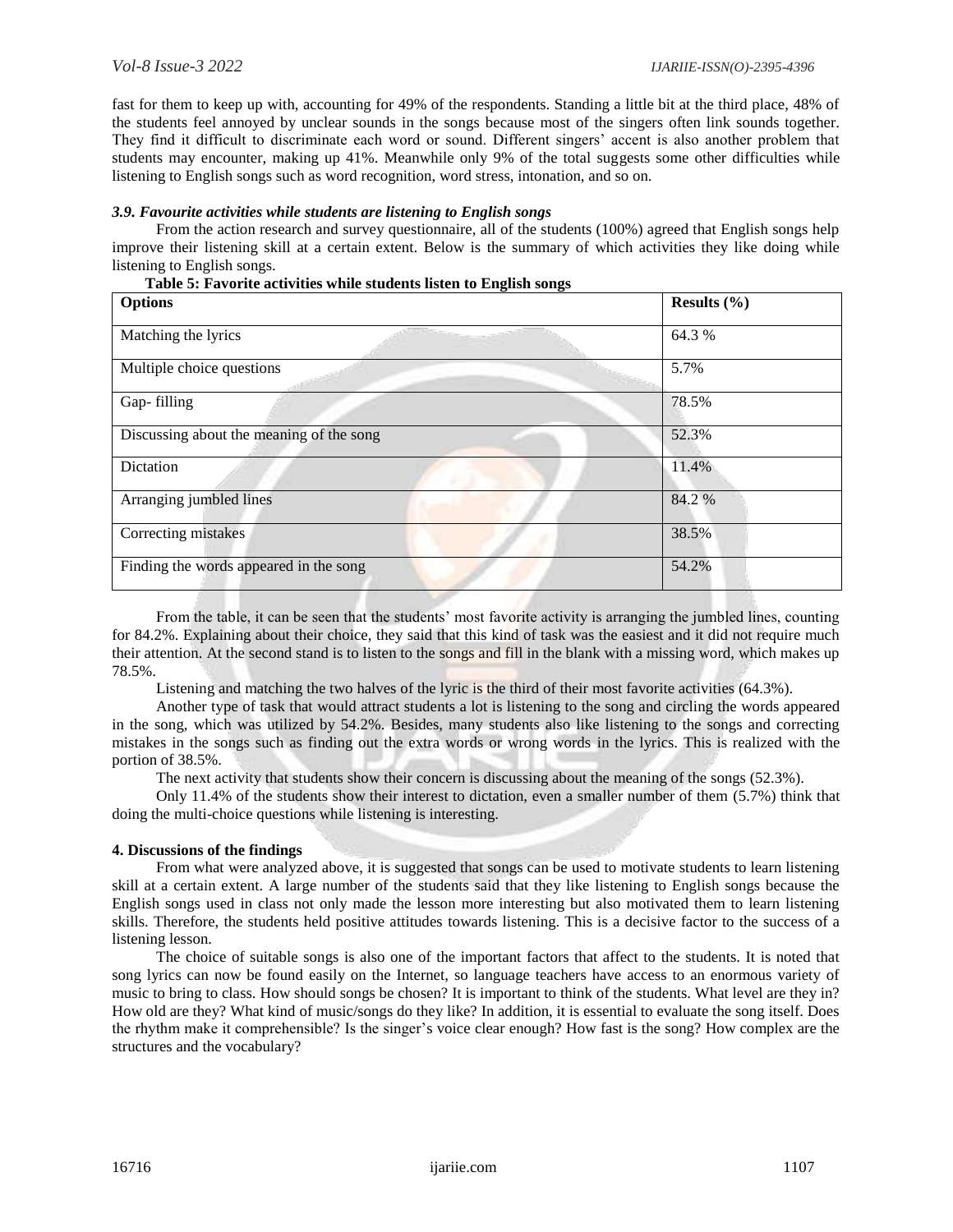fast for them to keep up with, accounting for 49% of the respondents. Standing a little bit at the third place, 48% of the students feel annoyed by unclear sounds in the songs because most of the singers often link sounds together. They find it difficult to discriminate each word or sound. Different singers' accent is also another problem that students may encounter, making up 41%. Meanwhile only 9% of the total suggests some other difficulties while listening to English songs such as word recognition, word stress, intonation, and so on.

### *3.9. Favourite activities while students are listening to English songs*

From the action research and survey questionnaire, all of the students (100%) agreed that English songs help improve their listening skill at a certain extent. Below is the summary of which activities they like doing while listening to English songs.

**Table 5: Favorite activities while students listen to English songs**

| **Options** | **Results (%)** |
|---|---|
| Matching the lyrics | 64.3 % |
| Multiple choice questions | 5.7% |
| Gap- filling | 78.5% |
| Discussing about the meaning of the song | 52.3% |
| Dictation | 11.4% |
| Arranging jumbled lines | 84.2 % |
| Correcting mistakes | 38.5% |
| Finding the words appeared in the song | 54.2% |

From the table, it can be seen that the students' most favorite activity is arranging the jumbled lines, counting for 84.2%. Explaining about their choice, they said that this kind of task was the easiest and it did not require much their attention. At the second stand is to listen to the songs and fill in the blank with a missing word, which makes up 78.5%.

Listening and matching the two halves of the lyric is the third of their most favorite activities (64.3%).

Another type of task that would attract students a lot is listening to the song and circling the words appeared in the song, which was utilized by 54.2%. Besides, many students also like listening to the songs and correcting mistakes in the songs such as finding out the extra words or wrong words in the lyrics. This is realized with the portion of 38.5%.

The next activity that students show their concern is discussing about the meaning of the songs (52.3%).

Only 11.4% of the students show their interest to dictation, even a smaller number of them (5.7%) think that doing the multi-choice questions while listening is interesting.

## **4. Discussions of the findings**

From what were analyzed above, it is suggested that songs can be used to motivate students to learn listening skill at a certain extent. A large number of the students said that they like listening to English songs because the English songs used in class not only made the lesson more interesting but also motivated them to learn listening skills. Therefore, the students held positive attitudes towards listening. This is a decisive factor to the success of a listening lesson.

The choice of suitable songs is also one of the important factors that affect to the students. It is noted that song lyrics can now be found easily on the Internet, so language teachers have access to an enormous variety of music to bring to class. How should songs be chosen? It is important to think of the students. What level are they in? How old are they? What kind of music/songs do they like? In addition, it is essential to evaluate the song itself. Does the rhythm make it comprehensible? Is the singer's voice clear enough? How fast is the song? How complex are the structures and the vocabulary?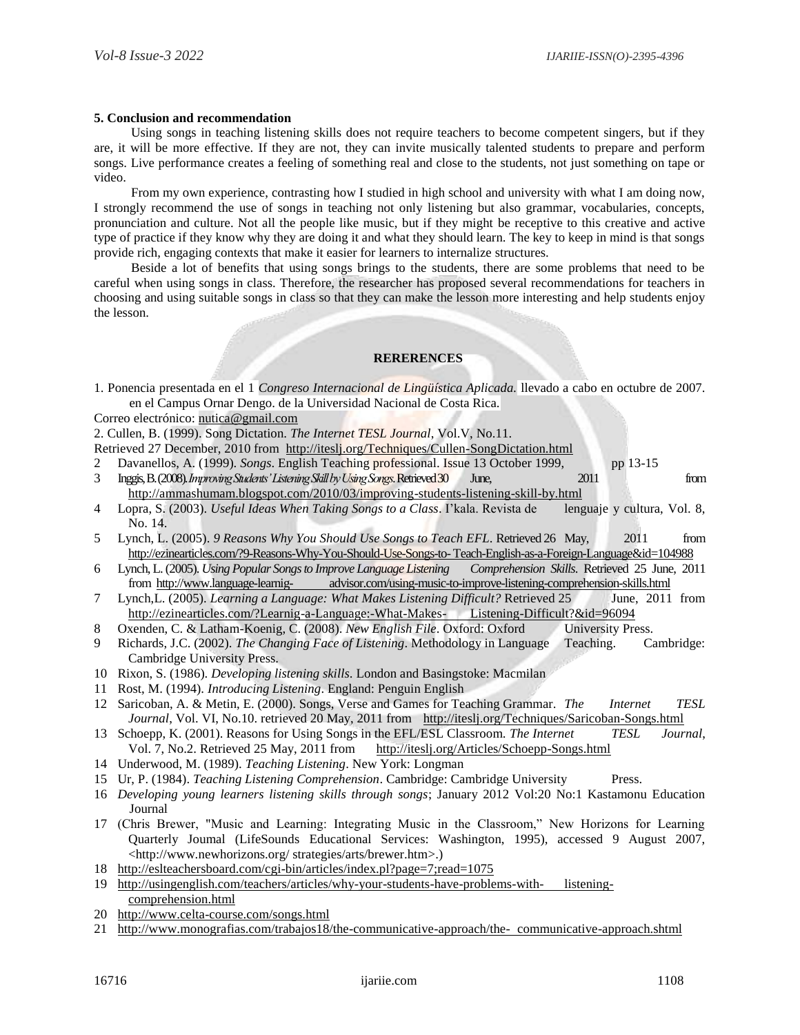**5. Conclusion and recommendation**

Using songs in teaching listening skills does not require teachers to become competent singers, but if they are, it will be more effective. If they are not, they can invite musically talented students to prepare and perform songs. Live performance creates a feeling of something real and close to the students, not just something on tape or video.

From my own experience, contrasting how I studied in high school and university with what I am doing now, I strongly recommend the use of songs in teaching not only listening but also grammar, vocabularies, concepts, pronunciation and culture. Not all the people like music, but if they might be receptive to this creative and active type of practice if they know why they are doing it and what they should learn. The key to keep in mind is that songs provide rich, engaging contexts that make it easier for learners to internalize structures.

Beside a lot of benefits that using songs brings to the students, there are some problems that need to be careful when using songs in class. Therefore, the researcher has proposed several recommendations for teachers in choosing and using suitable songs in class so that they can make the lesson more interesting and help students enjoy the lesson.

**RERERENCES**

1. Ponencia presentada en el 1 *Congreso Internacional de Lingüística Aplicada.* llevado a cabo en octubre de 2007. en el Campus Ornar Dengo. de la Universidad Nacional de Costa Rica.

Correo electrónico: nutica@gmail.com

2. Cullen, B. (1999). Song Dictation. *The Internet TESL Journal*, Vol.V, No.11.

Retrieved 27 December, 2010 from http://iteslj.org/Techniques/Cullen-SongDictation.html

2 Davanellos, A. (1999). *Songs*. English Teaching professional. Issue 13 October 1999, pp 13-15

3 Inggis, B. (2008). *Improving Students' Listening Skill by Using Songs*. Retrieved 30 June, 2011 from http://ammashumam.blogspot.com/2010/03/improving-students-listening-skill-by.html

4 Lopra, S. (2003). *Useful Ideas When Taking Songs to a Class*. I'kala. Revista de lenguaje y cultura, Vol. 8, No. 14.

5 Lynch, L. (2005). *9 Reasons Why You Should Use Songs to Teach EFL*. Retrieved 26 May, 2011 from http://ezinearticles.com/?9-Reasons-Why-You-Should-Use-Songs-to- Teach-English-as-a-Foreign-Language&id=104988

6 Lynch, L. (2005). *Using Popular Songs to Improve Language Listening Comprehension Skills.* Retrieved 25 June, 2011 from http://www.language-learnig- advisor.com/using-music-to-improve-listening-comprehension-skills.html

7 Lynch,L. (2005). *Learning a Language: What Makes Listening Difficult?* Retrieved 25 June, 2011 from http://ezinearticles.com/?Learnig-a-Language:-What-Makes- Listening-Difficult?&id=96094

8 Oxenden, C. & Latham-Koenig, C. (2008). *New English File*. Oxford: Oxford University Press.

9 Richards, J.C. (2002). *The Changing Face of Listening*. Methodology in Language Teaching. Cambridge: Cambridge University Press.

10 Rixon, S. (1986). *Developing listening skills*. London and Basingstoke: Macmilan

11 Rost, M. (1994). *Introducing Listening*. England: Penguin English

12 Saricoban, A. & Metin, E. (2000). Songs, Verse and Games for Teaching Grammar. *The Internet TESL Journal*, Vol. VI, No.10. retrieved 20 May, 2011 from http://iteslj.org/Techniques/Saricoban-Songs.html

13 Schoepp, K. (2001). Reasons for Using Songs in the EFL/ESL Classroom. *The Internet TESL Journal*, Vol. 7, No.2. Retrieved 25 May, 2011 from http://iteslj.org/Articles/Schoepp-Songs.html

14 Underwood, M. (1989). *Teaching Listening*. New York: Longman

15 Ur, P. (1984). *Teaching Listening Comprehension*. Cambridge: Cambridge University Press.

16 *Developing young learners listening skills through songs*; January 2012 Vol:20 No:1 Kastamonu Education Journal

17 (Chris Brewer, "Music and Learning: Integrating Music in the Classroom," New Horizons for Learning Quarterly Joumal (LifeSounds Educational Services: Washington, 1995), accessed 9 August 2007, <http://www.newhorizons.org/ strategies/arts/brewer.htm>.)

18 http://eslteachersboard.com/cgi-bin/articles/index.pl?page=7;read=1075

19 http://usingenglish.com/teachers/articles/why-your-students-have-problems-with- listening-comprehension.html

20 http://www.celta-course.com/songs.html

21 http://www.monografias.com/trabajos18/the-communicative-approach/the- communicative-approach.shtml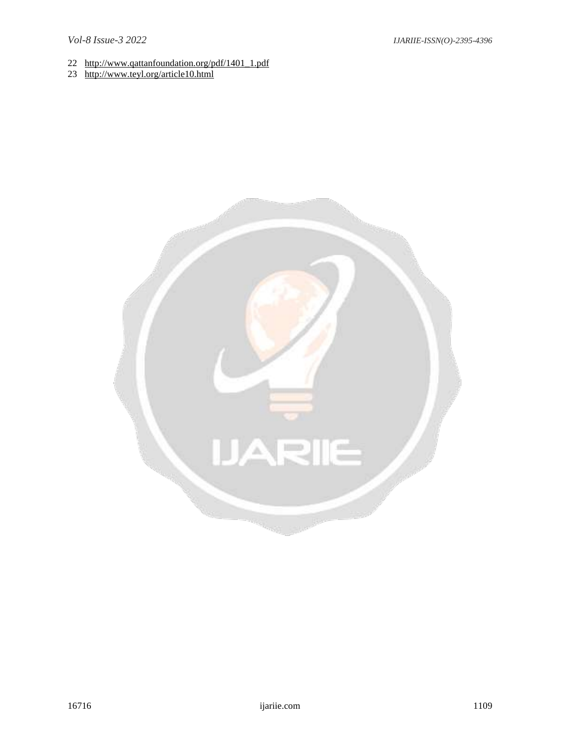22 http://www.qattanfoundation.org/pdf/1401_1.pdf

23 http://www.teyl.org/article10.html